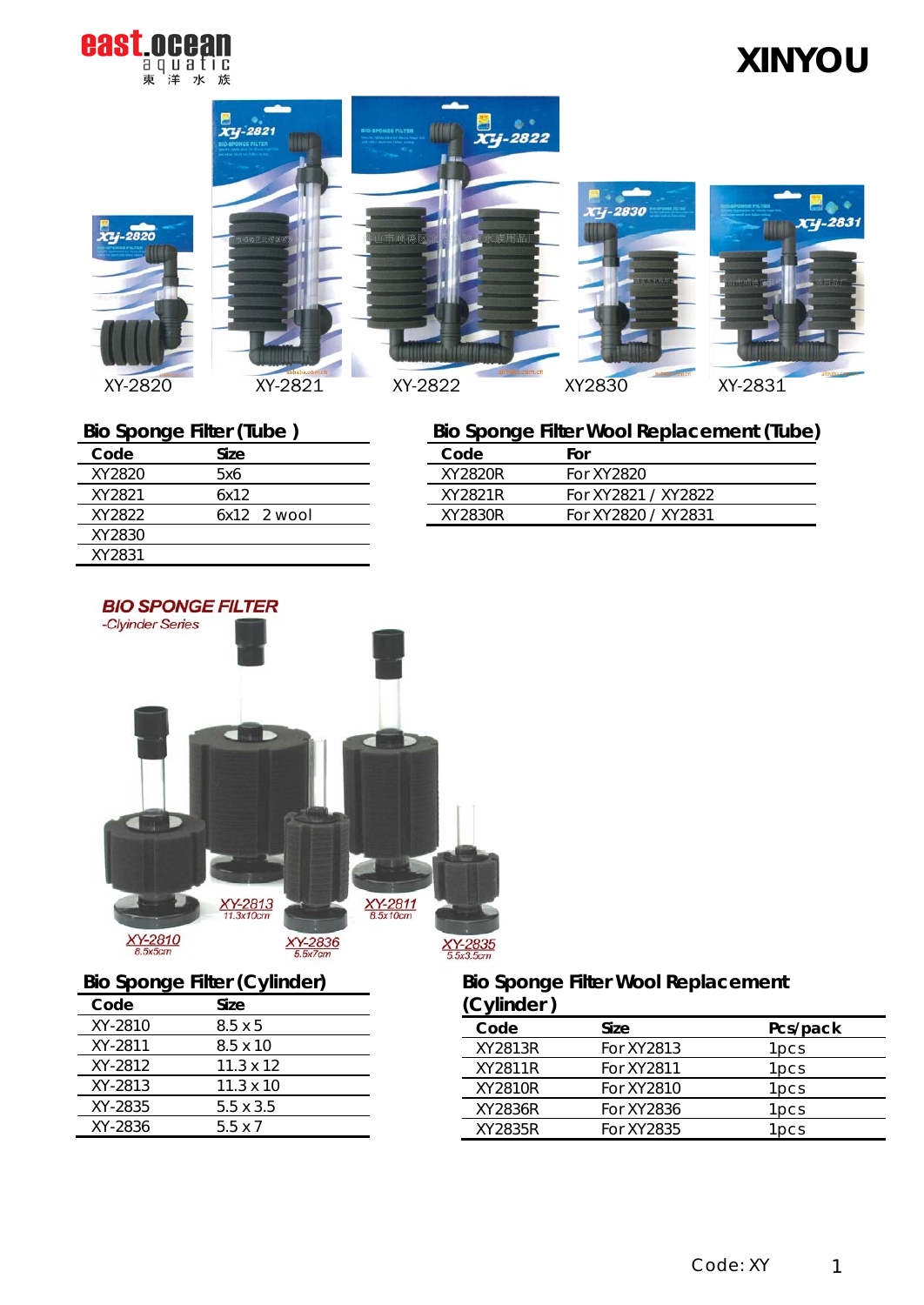east.ocean aquatic 東洋水族

# XINYOU

XY-2820 XY-2821 XY-2822 XY2830 XY-2831

## Bio Sponge Filter (Tube )

| Code | Size |
|---|---|
| XY2820 | 5x6 |
| XY2821 | 6x12 |
| XY2822 | 6x12 2 wool |
| XY2830 | |
| XY2831 | |

## Bio Sponge Filter Wool Replacement (Tube)

| Code | For |
|---|---|
| XY2820R | For XY2820 |
| XY2821R | For XY2821 / XY2822 |
| XY2830R | For XY2820 / XY2831 |

*BIO SPONGE FILTER*

*-Clyinder Series*

XY-2813 11.3x10cm
XY-2811 8.5x10cm
XY-2810 8.5x5cm
XY-2836 5.5x7cm
XY-2835 5.5x3.5cm

## Bio Sponge Filter (Cylinder)

| Code | Size |
|---|---|
| XY-2810 | 8.5 x 5 |
| XY-2811 | 8.5 x 10 |
| XY-2812 | 11.3 x 12 |
| XY-2813 | 11.3 x 10 |
| XY-2835 | 5.5 x 3.5 |
| XY-2836 | 5.5 x 7 |

## Bio Sponge Filter Wool Replacement (Cylinder)

| Code | Size | Pcs/pack |
|---|---|---|
| XY2813R | For XY2813 | 1pcs |
| XY2811R | For XY2811 | 1pcs |
| XY2810R | For XY2810 | 1pcs |
| XY2836R | For XY2836 | 1pcs |
| XY2835R | For XY2835 | 1pcs |

Code: XY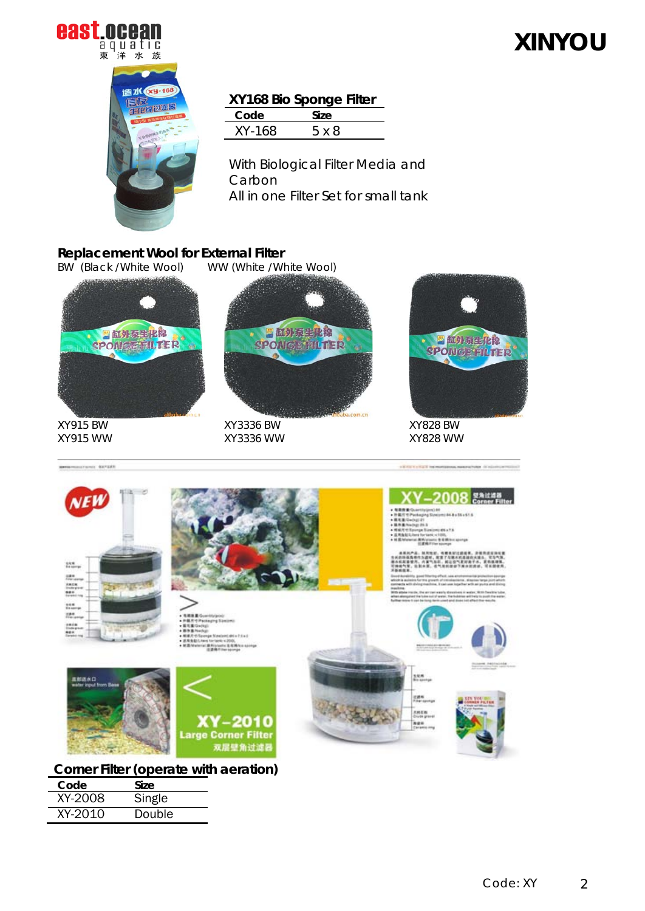## XY168 Bio Sponge Filter

| Code | Size |
|---|---|
| XY-168 | 5 x 8 |

With Biological Filter Media and Carbon
All in one Filter Set for small tank

## Replacement Wool for External Filter

BW (Black /White Wool) WW (White /White Wool)

XY915 BW
XY915 WW

XY3336 BW
XY3336 WW

XY828 BW
XY828 WW

## Corner Filter (operate with aeration)

| Code | Size |
|---|---|
| XY-2008 | Single |
| XY-2010 | Double |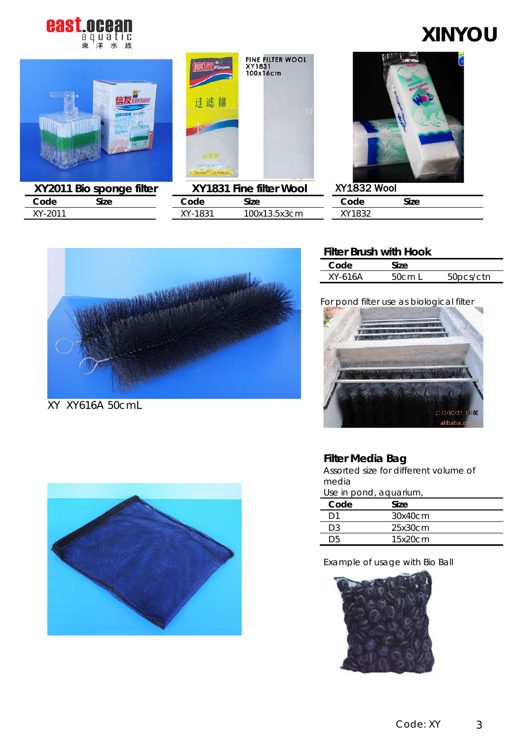east.ocean aquatic 東洋水族

# XINYOU

## XY2011 Bio sponge filter

| Code | Size |
|---|---|
| XY-2011 | |

## XY1831 Fine filter Wool

| Code | Size |
|---|---|
| XY-1831 | 100x13.5x3cm |

## XY1832 Wool

| Code | Size |
|---|---|
| XY1832 | |

XY XY616A 50cmL

## Filter Brush with Hook

| Code | Size | |
|---|---|---|
| XY-616A | 50cm L | 50pcs/ctn |

For pond filter use as biological filter

## Filter Media Bag

Assorted size for different volume of media

Use in pond, aquarium,

| Code | Size |
|---|---|
| D1 | 30x40cm |
| D3 | 25x30cm |
| D5 | 15x20cm |

Example of usage with Bio Ball

Code: XY